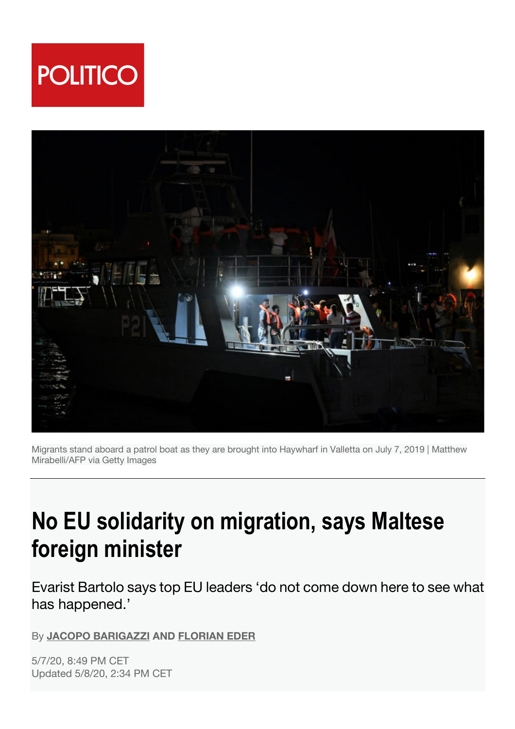POLITICO

Migrants stand aboard a patrol boat as they are brought into Haywharf in Valletta on July 7, 2019 | Matthew Mirabelli/AFP via Getty Images

# No EU solidarity on migration, says Maltese foreign minister

Evarist Bartolo says top EU leaders 'do not come down here to see what has happened.'

By **JACOPO BARIGAZZI** AND **FLORIAN EDER**

5/7/20, 8:49 PM CET
Updated 5/8/20, 2:34 PM CET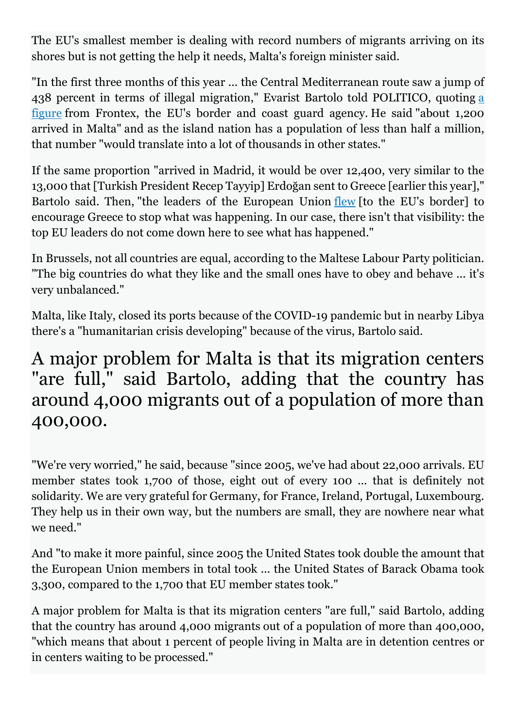The EU's smallest member is dealing with record numbers of migrants arriving on its shores but is not getting the help it needs, Malta's foreign minister said.

"In the first three months of this year … the Central Mediterranean route saw a jump of 438 percent in terms of illegal migration," Evarist Bartolo told POLITICO, quoting a figure from Frontex, the EU's border and coast guard agency. He said "about 1,200 arrived in Malta" and as the island nation has a population of less than half a million, that number "would translate into a lot of thousands in other states."

If the same proportion "arrived in Madrid, it would be over 12,400, very similar to the 13,000 that [Turkish President Recep Tayyip] Erdoğan sent to Greece [earlier this year]," Bartolo said. Then, "the leaders of the European Union flew [to the EU's border] to encourage Greece to stop what was happening. In our case, there isn't that visibility: the top EU leaders do not come down here to see what has happened."

In Brussels, not all countries are equal, according to the Maltese Labour Party politician. "The big countries do what they like and the small ones have to obey and behave … it's very unbalanced."

Malta, like Italy, closed its ports because of the COVID-19 pandemic but in nearby Libya there's a "humanitarian crisis developing" because of the virus, Bartolo said.

> A major problem for Malta is that its migration centers "are full," said Bartolo, adding that the country has around 4,000 migrants out of a population of more than 400,000.

"We're very worried," he said, because "since 2005, we've had about 22,000 arrivals. EU member states took 1,700 of those, eight out of every 100 … that is definitely not solidarity. We are very grateful for Germany, for France, Ireland, Portugal, Luxembourg. They help us in their own way, but the numbers are small, they are nowhere near what we need."

And "to make it more painful, since 2005 the United States took double the amount that the European Union members in total took … the United States of Barack Obama took 3,300, compared to the 1,700 that EU member states took."

A major problem for Malta is that its migration centers "are full," said Bartolo, adding that the country has around 4,000 migrants out of a population of more than 400,000, "which means that about 1 percent of people living in Malta are in detention centres or in centers waiting to be processed."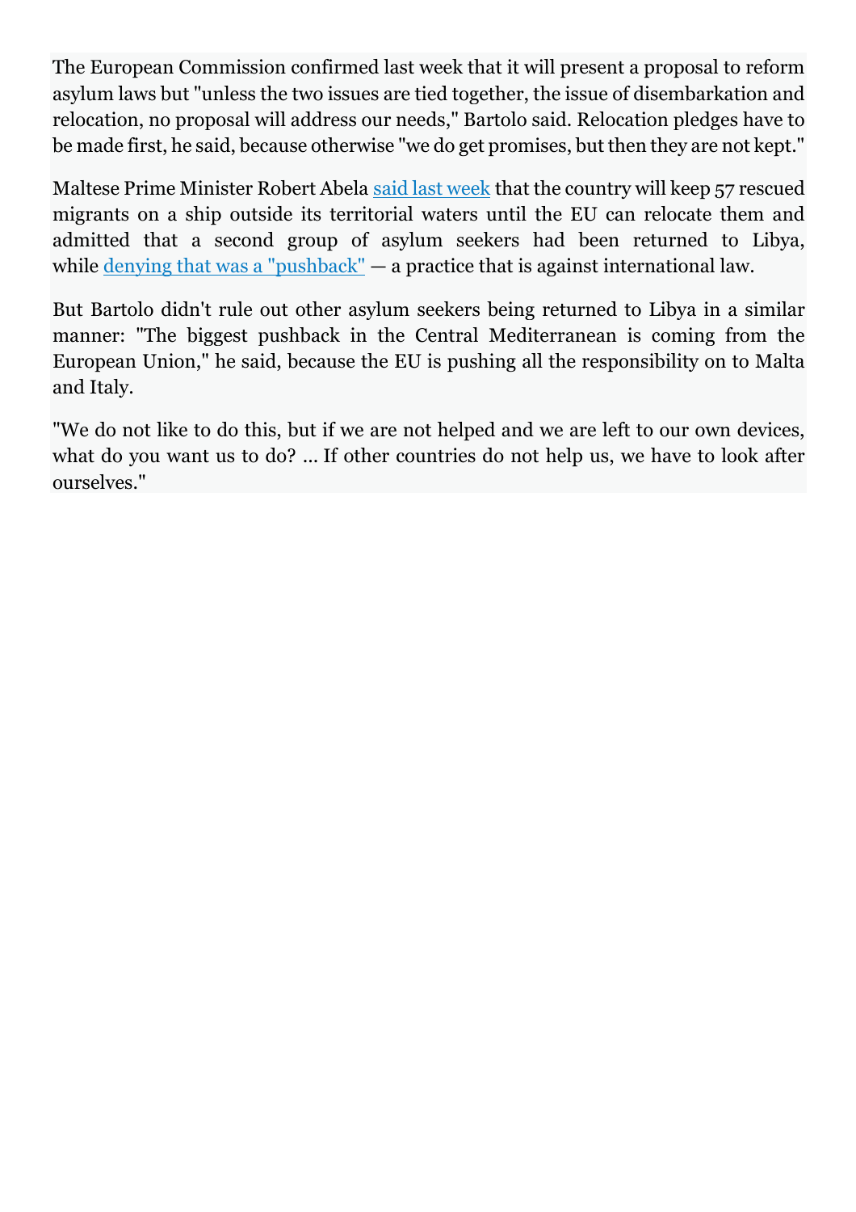The European Commission confirmed last week that it will present a proposal to reform asylum laws but "unless the two issues are tied together, the issue of disembarkation and relocation, no proposal will address our needs," Bartolo said. Relocation pledges have to be made first, he said, because otherwise "we do get promises, but then they are not kept."

Maltese Prime Minister Robert Abela [said last week]() that the country will keep 57 rescued migrants on a ship outside its territorial waters until the EU can relocate them and admitted that a second group of asylum seekers had been returned to Libya, while [denying that was a "pushback"]() — a practice that is against international law.

But Bartolo didn't rule out other asylum seekers being returned to Libya in a similar manner: "The biggest pushback in the Central Mediterranean is coming from the European Union," he said, because the EU is pushing all the responsibility on to Malta and Italy.

"We do not like to do this, but if we are not helped and we are left to our own devices, what do you want us to do? ... If other countries do not help us, we have to look after ourselves."